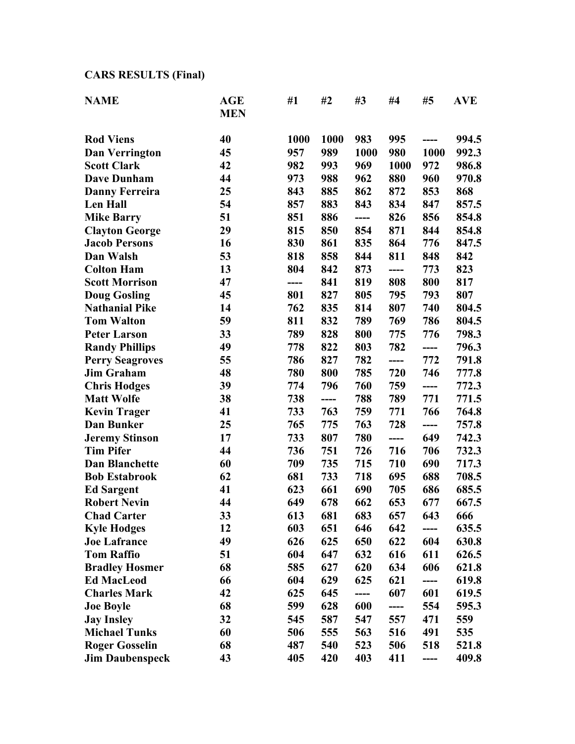**CARS RESULTS (Final)**

| NAME | AGE MEN | #1 | #2 | #3 | #4 | #5 | AVE |
|---|---|---|---|---|---|---|---|
| Rod Viens | 40 | 1000 | 1000 | 983 | 995 | ---- | 994.5 |
| Dan Verrington | 45 | 957 | 989 | 1000 | 980 | 1000 | 992.3 |
| Scott Clark | 42 | 982 | 993 | 969 | 1000 | 972 | 986.8 |
| Dave Dunham | 44 | 973 | 988 | 962 | 880 | 960 | 970.8 |
| Danny Ferreira | 25 | 843 | 885 | 862 | 872 | 853 | 868 |
| Len Hall | 54 | 857 | 883 | 843 | 834 | 847 | 857.5 |
| Mike Barry | 51 | 851 | 886 | ---- | 826 | 856 | 854.8 |
| Clayton George | 29 | 815 | 850 | 854 | 871 | 844 | 854.8 |
| Jacob Persons | 16 | 830 | 861 | 835 | 864 | 776 | 847.5 |
| Dan Walsh | 53 | 818 | 858 | 844 | 811 | 848 | 842 |
| Colton Ham | 13 | 804 | 842 | 873 | ---- | 773 | 823 |
| Scott Morrison | 47 | ---- | 841 | 819 | 808 | 800 | 817 |
| Doug Gosling | 45 | 801 | 827 | 805 | 795 | 793 | 807 |
| Nathanial Pike | 14 | 762 | 835 | 814 | 807 | 740 | 804.5 |
| Tom Walton | 59 | 811 | 832 | 789 | 769 | 786 | 804.5 |
| Peter Larson | 33 | 789 | 828 | 800 | 775 | 776 | 798.3 |
| Randy Phillips | 49 | 778 | 822 | 803 | 782 | ---- | 796.3 |
| Perry Seagroves | 55 | 786 | 827 | 782 | ---- | 772 | 791.8 |
| Jim Graham | 48 | 780 | 800 | 785 | 720 | 746 | 777.8 |
| Chris Hodges | 39 | 774 | 796 | 760 | 759 | ---- | 772.3 |
| Matt Wolfe | 38 | 738 | ---- | 788 | 789 | 771 | 771.5 |
| Kevin Trager | 41 | 733 | 763 | 759 | 771 | 766 | 764.8 |
| Dan Bunker | 25 | 765 | 775 | 763 | 728 | ---- | 757.8 |
| Jeremy Stinson | 17 | 733 | 807 | 780 | ---- | 649 | 742.3 |
| Tim Pifer | 44 | 736 | 751 | 726 | 716 | 706 | 732.3 |
| Dan Blanchette | 60 | 709 | 735 | 715 | 710 | 690 | 717.3 |
| Bob Estabrook | 62 | 681 | 733 | 718 | 695 | 688 | 708.5 |
| Ed Sargent | 41 | 623 | 661 | 690 | 705 | 686 | 685.5 |
| Robert Nevin | 44 | 649 | 678 | 662 | 653 | 677 | 667.5 |
| Chad Carter | 33 | 613 | 681 | 683 | 657 | 643 | 666 |
| Kyle Hodges | 12 | 603 | 651 | 646 | 642 | ---- | 635.5 |
| Joe Lafrance | 49 | 626 | 625 | 650 | 622 | 604 | 630.8 |
| Tom Raffio | 51 | 604 | 647 | 632 | 616 | 611 | 626.5 |
| Bradley Hosmer | 68 | 585 | 627 | 620 | 634 | 606 | 621.8 |
| Ed MacLeod | 66 | 604 | 629 | 625 | 621 | ---- | 619.8 |
| Charles Mark | 42 | 625 | 645 | ---- | 607 | 601 | 619.5 |
| Joe Boyle | 68 | 599 | 628 | 600 | ---- | 554 | 595.3 |
| Jay Insley | 32 | 545 | 587 | 547 | 557 | 471 | 559 |
| Michael Tunks | 60 | 506 | 555 | 563 | 516 | 491 | 535 |
| Roger Gosselin | 68 | 487 | 540 | 523 | 506 | 518 | 521.8 |
| Jim Daubenspeck | 43 | 405 | 420 | 403 | 411 | ---- | 409.8 |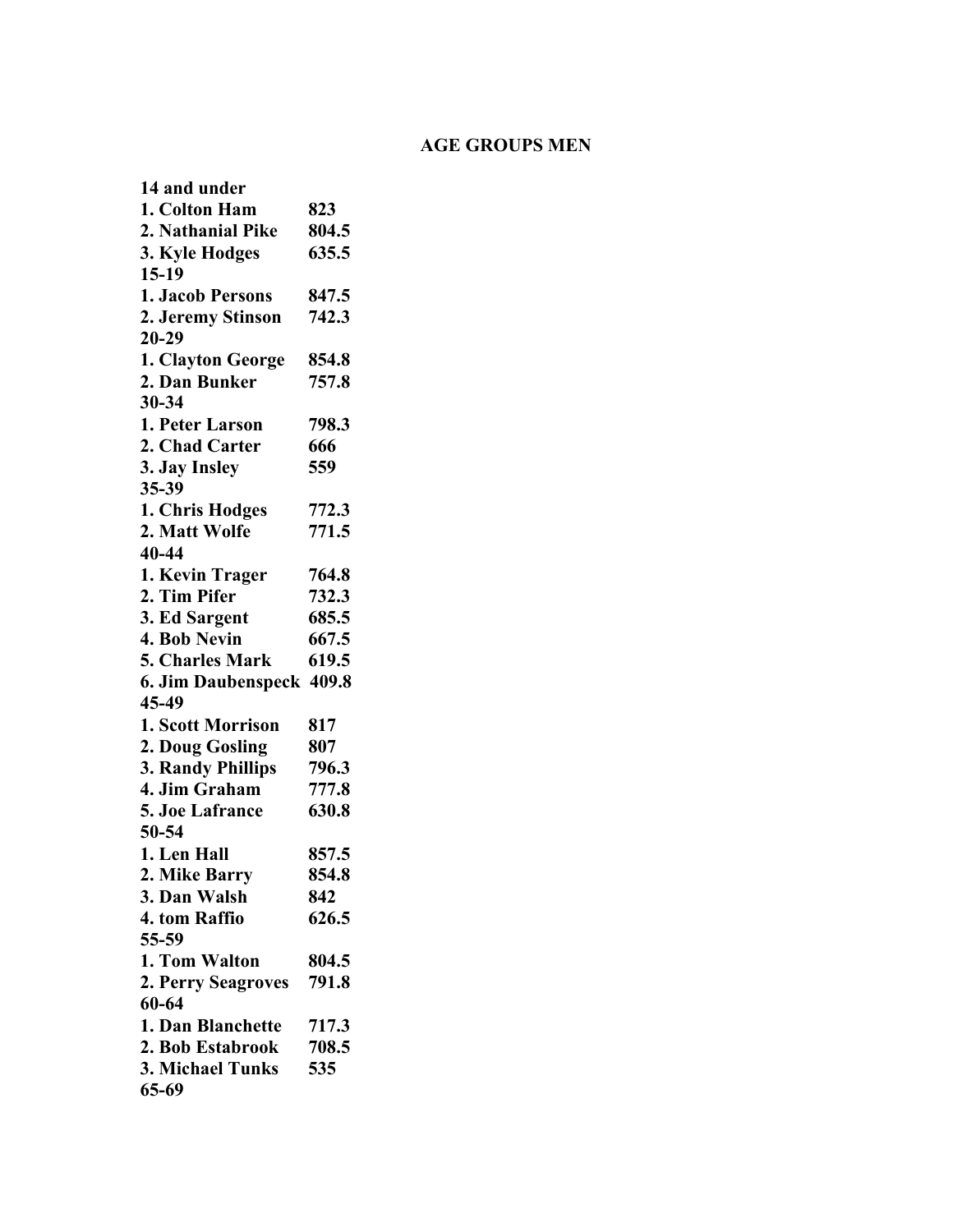## AGE GROUPS MEN

**14 and under**
**1. Colton Ham 823**
**2. Nathanial Pike 804.5**
**3. Kyle Hodges 635.5**

**15-19**
**1. Jacob Persons 847.5**
**2. Jeremy Stinson 742.3**

**20-29**
**1. Clayton George 854.8**
**2. Dan Bunker 757.8**

**30-34**
**1. Peter Larson 798.3**
**2. Chad Carter 666**
**3. Jay Insley 559**

**35-39**
**1. Chris Hodges 772.3**
**2. Matt Wolfe 771.5**

**40-44**
**1. Kevin Trager 764.8**
**2. Tim Pifer 732.3**
**3. Ed Sargent 685.5**
**4. Bob Nevin 667.5**
**5. Charles Mark 619.5**
**6. Jim Daubenspeck 409.8**

**45-49**
**1. Scott Morrison 817**
**2. Doug Gosling 807**
**3. Randy Phillips 796.3**
**4. Jim Graham 777.8**
**5. Joe Lafrance 630.8**

**50-54**
**1. Len Hall 857.5**
**2. Mike Barry 854.8**
**3. Dan Walsh 842**
**4. tom Raffio 626.5**

**55-59**
**1. Tom Walton 804.5**
**2. Perry Seagroves 791.8**

**60-64**
**1. Dan Blanchette 717.3**
**2. Bob Estabrook 708.5**
**3. Michael Tunks 535**

**65-69**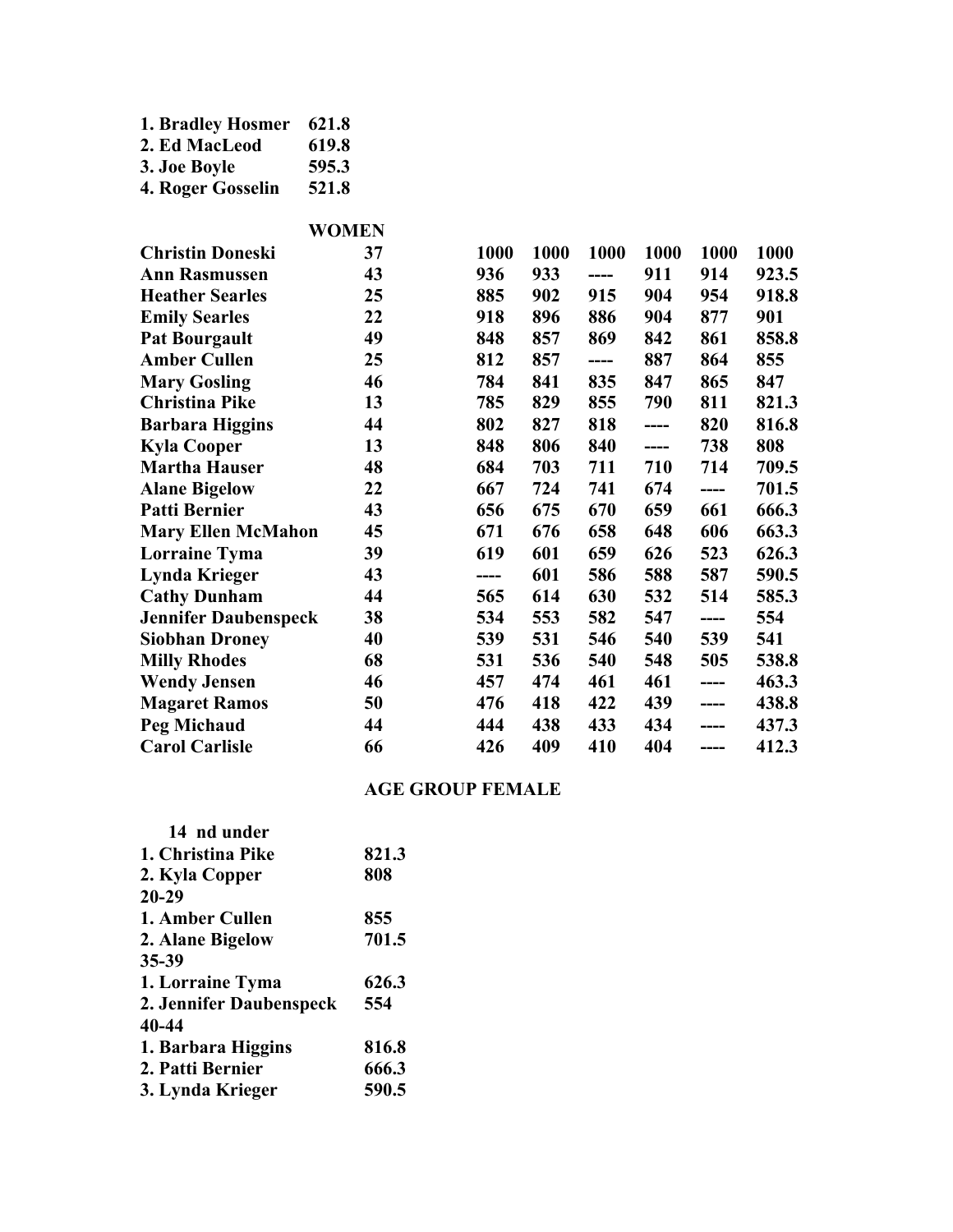1. Bradley Hosmer 621.8
2. Ed MacLeod 619.8
3. Joe Boyle 595.3
4. Roger Gosselin 521.8

**WOMEN**

| Name | Age | | | | | | |
|---|---|---|---|---|---|---|---|
| Christin Doneski | 37 | 1000 | 1000 | 1000 | 1000 | 1000 | 1000 |
| Ann Rasmussen | 43 | 936 | 933 | ---- | 911 | 914 | 923.5 |
| Heather Searles | 25 | 885 | 902 | 915 | 904 | 954 | 918.8 |
| Emily Searles | 22 | 918 | 896 | 886 | 904 | 877 | 901 |
| Pat Bourgault | 49 | 848 | 857 | 869 | 842 | 861 | 858.8 |
| Amber Cullen | 25 | 812 | 857 | ---- | 887 | 864 | 855 |
| Mary Gosling | 46 | 784 | 841 | 835 | 847 | 865 | 847 |
| Christina Pike | 13 | 785 | 829 | 855 | 790 | 811 | 821.3 |
| Barbara Higgins | 44 | 802 | 827 | 818 | ---- | 820 | 816.8 |
| Kyla Cooper | 13 | 848 | 806 | 840 | ---- | 738 | 808 |
| Martha Hauser | 48 | 684 | 703 | 711 | 710 | 714 | 709.5 |
| Alane Bigelow | 22 | 667 | 724 | 741 | 674 | ---- | 701.5 |
| Patti Bernier | 43 | 656 | 675 | 670 | 659 | 661 | 666.3 |
| Mary Ellen McMahon | 45 | 671 | 676 | 658 | 648 | 606 | 663.3 |
| Lorraine Tyma | 39 | 619 | 601 | 659 | 626 | 523 | 626.3 |
| Lynda Krieger | 43 | ---- | 601 | 586 | 588 | 587 | 590.5 |
| Cathy Dunham | 44 | 565 | 614 | 630 | 532 | 514 | 585.3 |
| Jennifer Daubenspeck | 38 | 534 | 553 | 582 | 547 | ---- | 554 |
| Siobhan Droney | 40 | 539 | 531 | 546 | 540 | 539 | 541 |
| Milly Rhodes | 68 | 531 | 536 | 540 | 548 | 505 | 538.8 |
| Wendy Jensen | 46 | 457 | 474 | 461 | 461 | ---- | 463.3 |
| Magaret Ramos | 50 | 476 | 418 | 422 | 439 | ---- | 438.8 |
| Peg Michaud | 44 | 444 | 438 | 433 | 434 | ---- | 437.3 |
| Carol Carlisle | 66 | 426 | 409 | 410 | 404 | ---- | 412.3 |

**AGE GROUP FEMALE**

14 nd under
1. Christina Pike 821.3
2. Kyla Copper 808

20-29
1. Amber Cullen 855
2. Alane Bigelow 701.5

35-39
1. Lorraine Tyma 626.3
2. Jennifer Daubenspeck 554

40-44
1. Barbara Higgins 816.8
2. Patti Bernier 666.3
3. Lynda Krieger 590.5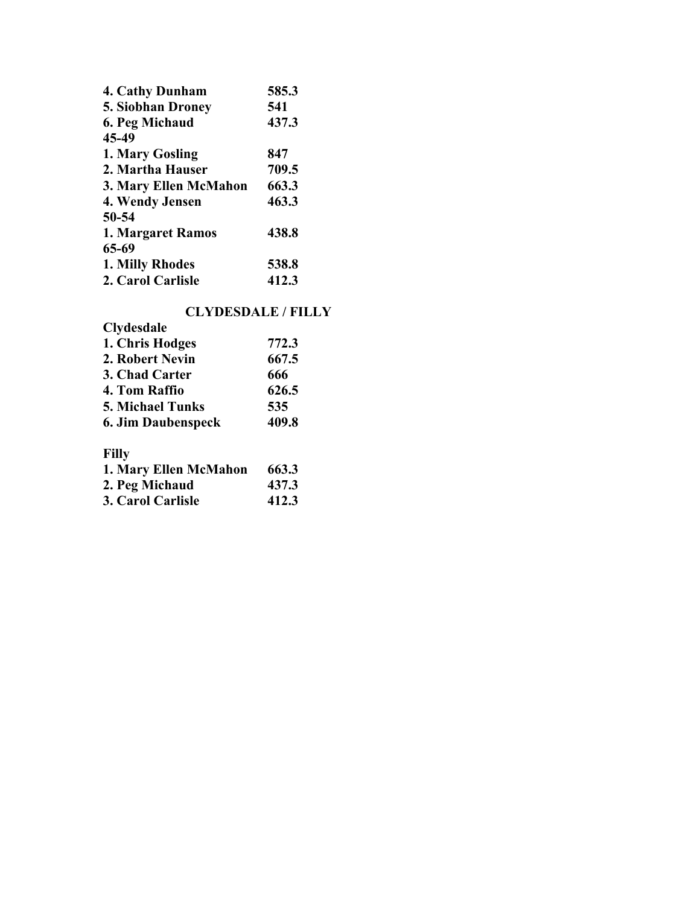| | |
|---|---|
| **4. Cathy Dunham** | **585.3** |
| **5. Siobhan Droney** | **541** |
| **6. Peg Michaud** | **437.3** |
| **45-49** | |
| **1. Mary Gosling** | **847** |
| **2. Martha Hauser** | **709.5** |
| **3. Mary Ellen McMahon** | **663.3** |
| **4. Wendy Jensen** | **463.3** |
| **50-54** | |
| **1. Margaret Ramos** | **438.8** |
| **65-69** | |
| **1. Milly Rhodes** | **538.8** |
| **2. Carol Carlisle** | **412.3** |

## CLYDESDALE / FILLY

**Clydesdale**

| | |
|---|---|
| **1. Chris Hodges** | **772.3** |
| **2. Robert Nevin** | **667.5** |
| **3. Chad Carter** | **666** |
| **4. Tom Raffio** | **626.5** |
| **5. Michael Tunks** | **535** |
| **6. Jim Daubenspeck** | **409.8** |

**Filly**

| | |
|---|---|
| **1. Mary Ellen McMahon** | **663.3** |
| **2. Peg Michaud** | **437.3** |
| **3. Carol Carlisle** | **412.3** |